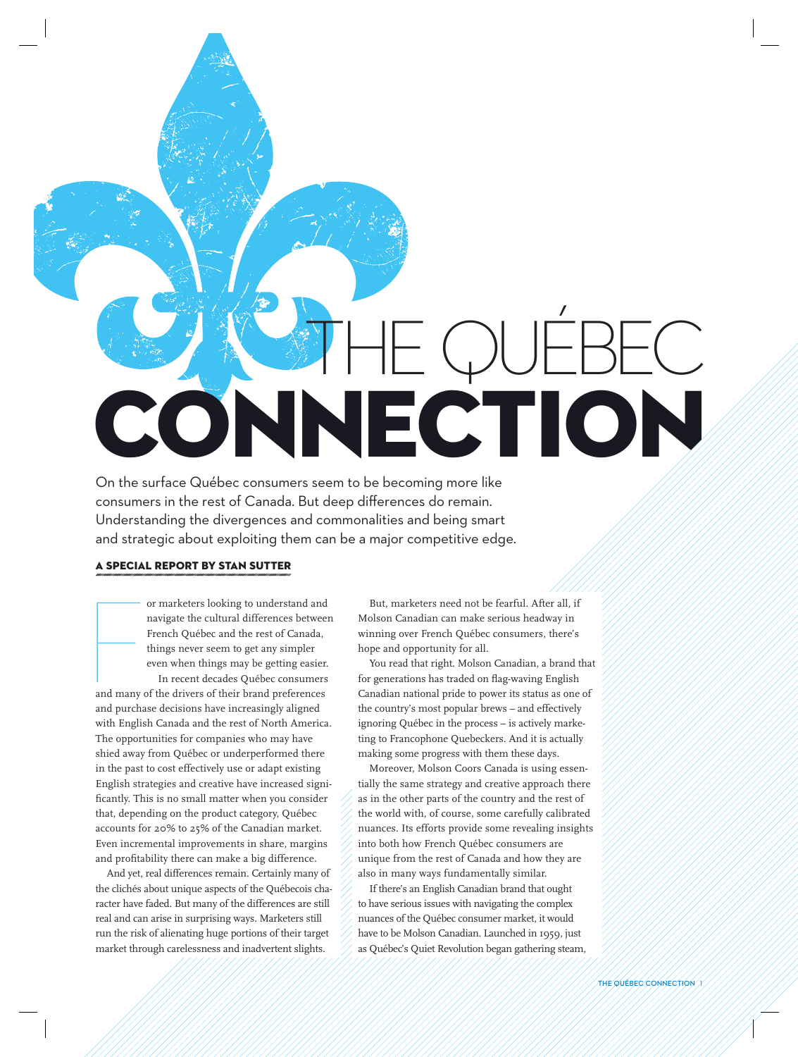# THE QUÉBEC CONNECTION

On the surface Québec consumers seem to be becoming more like consumers in the rest of Canada. But deep differences do remain. Understanding the divergences and commonalities and being smart and strategic about exploiting them can be a major competitive edge.

**A SPECIAL REPORT BY STAN SUTTER**

For marketers looking to understand and navigate the cultural differences between French Québec and the rest of Canada, things never seem to get any simpler even when things may be getting easier.

In recent decades Québec consumers and many of the drivers of their brand preferences and purchase decisions have increasingly aligned with English Canada and the rest of North America. The opportunities for companies who may have shied away from Québec or underperformed there in the past to cost effectively use or adapt existing English strategies and creative have increased significantly. This is no small matter when you consider that, depending on the product category, Québec accounts for 20% to 25% of the Canadian market. Even incremental improvements in share, margins and profitability there can make a big difference.

And yet, real differences remain. Certainly many of the clichés about unique aspects of the Québecois character have faded. But many of the differences are still real and can arise in surprising ways. Marketers still run the risk of alienating huge portions of their target market through carelessness and inadvertent slights.

But, marketers need not be fearful. After all, if Molson Canadian can make serious headway in winning over French Québec consumers, there's hope and opportunity for all.

You read that right. Molson Canadian, a brand that for generations has traded on flag-waving English Canadian national pride to power its status as one of the country's most popular brews – and effectively ignoring Québec in the process – is actively marketing to Francophone Quebeckers. And it is actually making some progress with them these days.

Moreover, Molson Coors Canada is using essentially the same strategy and creative approach there as in the other parts of the country and the rest of the world with, of course, some carefully calibrated nuances. Its efforts provide some revealing insights into both how French Québec consumers are unique from the rest of Canada and how they are also in many ways fundamentally similar.

If there's an English Canadian brand that ought to have serious issues with navigating the complex nuances of the Québec consumer market, it would have to be Molson Canadian. Launched in 1959, just as Québec's Quiet Revolution began gathering steam,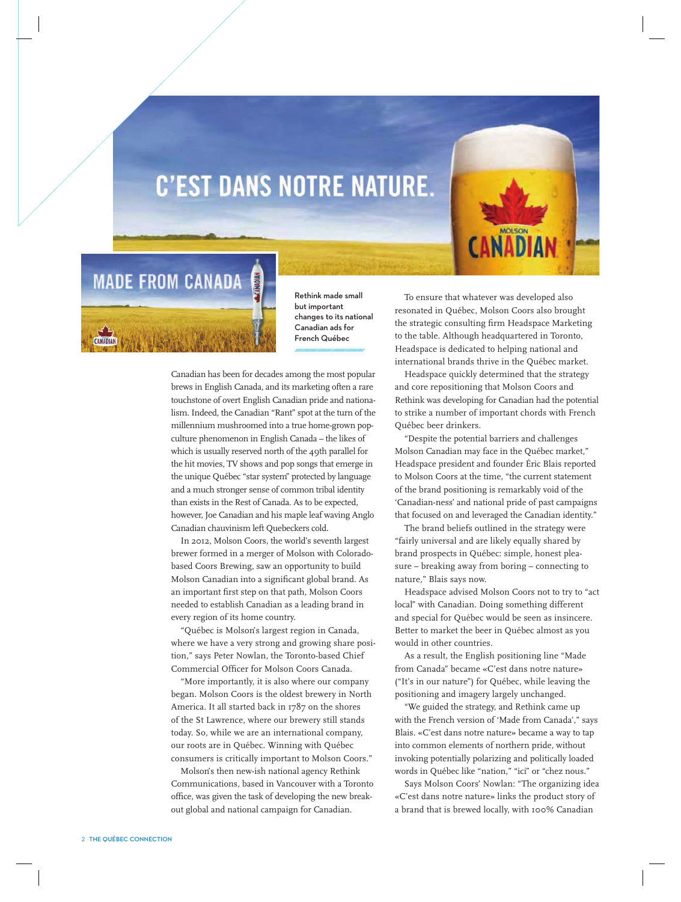Rethink made small but important changes to its national Canadian ads for French Québec

Canadian has been for decades among the most popular brews in English Canada, and its marketing often a rare touchstone of overt English Canadian pride and nationalism. Indeed, the Canadian "Rant" spot at the turn of the millennium mushroomed into a true home-grown pop-culture phenomenon in English Canada – the likes of which is usually reserved north of the 49th parallel for the hit movies, TV shows and pop songs that emerge in the unique Québec "star system" protected by language and a much stronger sense of common tribal identity than exists in the Rest of Canada. As to be expected, however, Joe Canadian and his maple leaf waving Anglo Canadian chauvinism left Quebeckers cold.

In 2012, Molson Coors, the world's seventh largest brewer formed in a merger of Molson with Colorado-based Coors Brewing, saw an opportunity to build Molson Canadian into a significant global brand. As an important first step on that path, Molson Coors needed to establish Canadian as a leading brand in every region of its home country.

"Québec is Molson's largest region in Canada, where we have a very strong and growing share position," says Peter Nowlan, the Toronto-based Chief Commercial Officer for Molson Coors Canada.

"More importantly, it is also where our company began. Molson Coors is the oldest brewery in North America. It all started back in 1787 on the shores of the St Lawrence, where our brewery still stands today. So, while we are an international company, our roots are in Québec. Winning with Québec consumers is critically important to Molson Coors."

Molson's then new-ish national agency Rethink Communications, based in Vancouver with a Toronto office, was given the task of developing the new breakout global and national campaign for Canadian.

To ensure that whatever was developed also resonated in Québec, Molson Coors also brought the strategic consulting firm Headspace Marketing to the table. Although headquartered in Toronto, Headspace is dedicated to helping national and international brands thrive in the Québec market.

Headspace quickly determined that the strategy and core repositioning that Molson Coors and Rethink was developing for Canadian had the potential to strike a number of important chords with French Québec beer drinkers.

"Despite the potential barriers and challenges Molson Canadian may face in the Québec market," Headspace president and founder Éric Blais reported to Molson Coors at the time, "the current statement of the brand positioning is remarkably void of the 'Canadian-ness' and national pride of past campaigns that focused on and leveraged the Canadian identity."

The brand beliefs outlined in the strategy were "fairly universal and are likely equally shared by brand prospects in Québec: simple, honest pleasure – breaking away from boring – connecting to nature," Blais says now.

Headspace advised Molson Coors not to try to "act local" with Canadian. Doing something different and special for Québec would be seen as insincere. Better to market the beer in Québec almost as you would in other countries.

As a result, the English positioning line "Made from Canada" became «C'est dans notre nature» ("It's in our nature") for Québec, while leaving the positioning and imagery largely unchanged.

"We guided the strategy, and Rethink came up with the French version of 'Made from Canada'," says Blais. «C'est dans notre nature» became a way to tap into common elements of northern pride, without invoking potentially polarizing and politically loaded words in Québec like "nation," "ici" or "chez nous."

Says Molson Coors' Nowlan: "The organizing idea «C'est dans notre nature» links the product story of a brand that is brewed locally, with 100% Canadian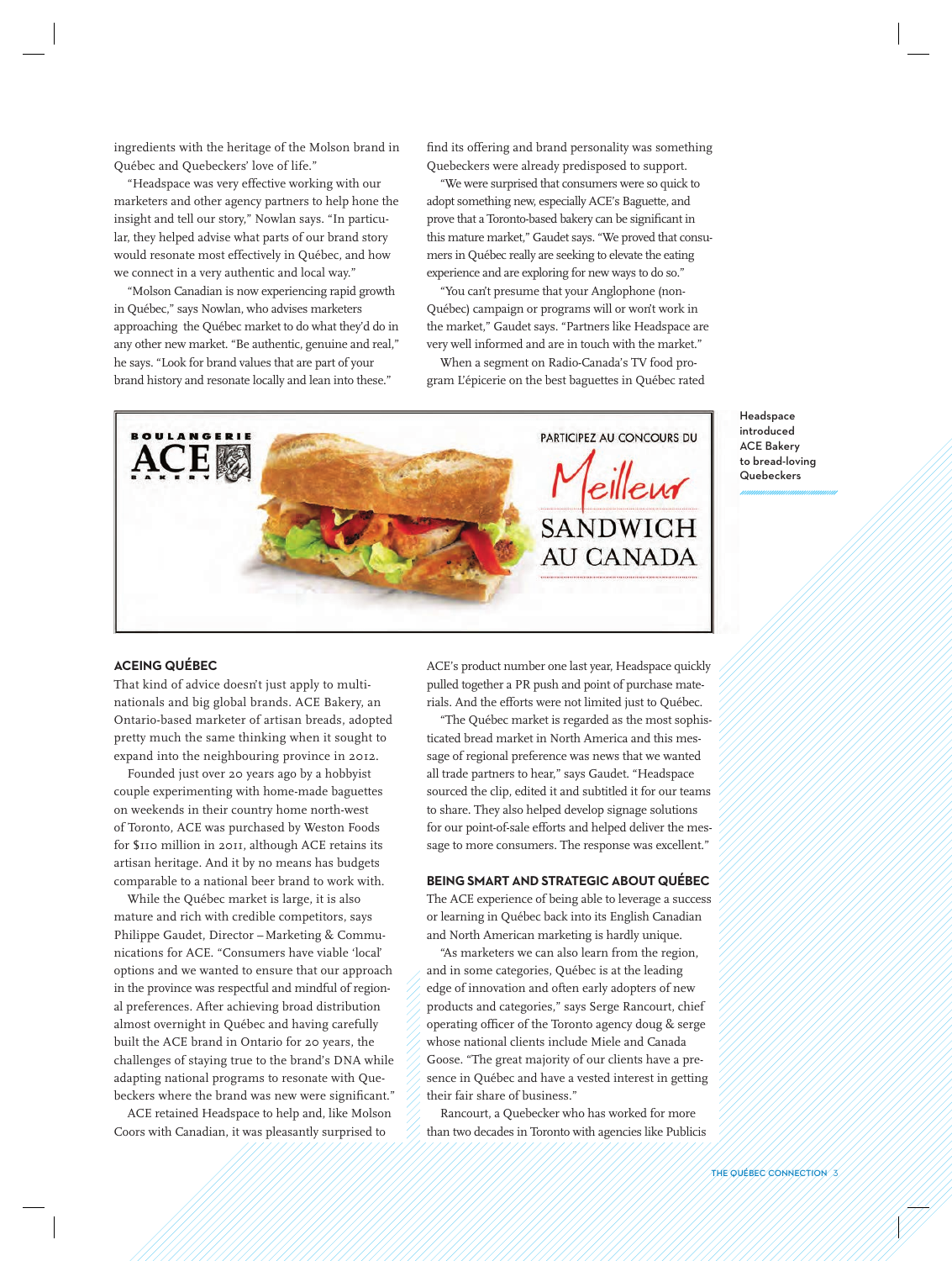ingredients with the heritage of the Molson brand in Québec and Quebeckers' love of life."

"Headspace was very effective working with our marketers and other agency partners to help hone the insight and tell our story," Nowlan says. "In particular, they helped advise what parts of our brand story would resonate most effectively in Québec, and how we connect in a very authentic and local way."

"Molson Canadian is now experiencing rapid growth in Québec," says Nowlan, who advises marketers approaching the Québec market to do what they'd do in any other new market. "Be authentic, genuine and real," he says. "Look for brand values that are part of your brand history and resonate locally and lean into these."

find its offering and brand personality was something Quebeckers were already predisposed to support.

"We were surprised that consumers were so quick to adopt something new, especially ACE's Baguette, and prove that a Toronto-based bakery can be significant in this mature market," Gaudet says. "We proved that consumers in Québec really are seeking to elevate the eating experience and are exploring for new ways to do so."

"You can't presume that your Anglophone (non-Québec) campaign or programs will or won't work in the market," Gaudet says. "Partners like Headspace are very well informed and are in touch with the market."

When a segment on Radio-Canada's TV food program L'épicerie on the best baguettes in Québec rated ACE's product number one last year, Headspace quickly pulled together a PR push and point of purchase materials. And the efforts were not limited just to Québec.

"The Québec market is regarded as the most sophisticated bread market in North America and this message of regional preference was news that we wanted all trade partners to hear," says Gaudet. "Headspace sourced the clip, edited it and subtitled it for our teams to share. They also helped develop signage solutions for our point-of-sale efforts and helped deliver the message to more consumers. The response was excellent."

Headspace introduced ACE Bakery to bread-loving Quebeckers

## ACEING QUÉBEC

That kind of advice doesn't just apply to multinationals and big global brands. ACE Bakery, an Ontario-based marketer of artisan breads, adopted pretty much the same thinking when it sought to expand into the neighbouring province in 2012.

Founded just over 20 years ago by a hobbyist couple experimenting with home-made baguettes on weekends in their country home north-west of Toronto, ACE was purchased by Weston Foods for $110 million in 2011, although ACE retains its artisan heritage. And it by no means has budgets comparable to a national beer brand to work with.

While the Québec market is large, it is also mature and rich with credible competitors, says Philippe Gaudet, Director – Marketing & Communications for ACE. "Consumers have viable 'local' options and we wanted to ensure that our approach in the province was respectful and mindful of regional preferences. After achieving broad distribution almost overnight in Québec and having carefully built the ACE brand in Ontario for 20 years, the challenges of staying true to the brand's DNA while adapting national programs to resonate with Quebeckers where the brand was new were significant."

ACE retained Headspace to help and, like Molson Coors with Canadian, it was pleasantly surprised to

## BEING SMART AND STRATEGIC ABOUT QUÉBEC

The ACE experience of being able to leverage a success or learning in Québec back into its English Canadian and North American marketing is hardly unique.

"As marketers we can also learn from the region, and in some categories, Québec is at the leading edge of innovation and often early adopters of new products and categories," says Serge Rancourt, chief operating officer of the Toronto agency doug & serge whose national clients include Miele and Canada Goose. "The great majority of our clients have a presence in Québec and have a vested interest in getting their fair share of business."

Rancourt, a Quebecker who has worked for more than two decades in Toronto with agencies like Publicis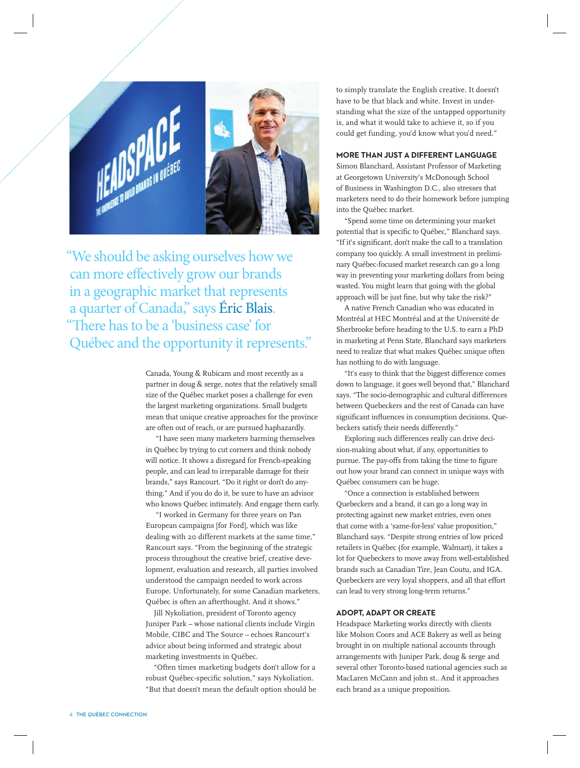> "We should be asking ourselves how we can more effectively grow our brands in a geographic market that represents a quarter of Canada," says Éric Blais. "There has to be a 'business case' for Québec and the opportunity it represents."

Canada, Young & Rubicam and most recently as a partner in doug & serge, notes that the relatively small size of the Québec market poses a challenge for even the largest marketing organizations. Small budgets mean that unique creative approaches for the province are often out of reach, or are pursued haphazardly.

"I have seen many marketers harming themselves in Québec by trying to cut corners and think nobody will notice. It shows a disregard for French-speaking people, and can lead to irreparable damage for their brands," says Rancourt. "Do it right or don't do anything." And if you do do it, be sure to have an advisor who knows Québec intimately. And engage them early.

"I worked in Germany for three years on Pan European campaigns [for Ford], which was like dealing with 20 different markets at the same time," Rancourt says. "From the beginning of the strategic process throughout the creative brief, creative development, evaluation and research, all parties involved understood the campaign needed to work across Europe. Unfortunately, for some Canadian marketers, Québec is often an afterthought. And it shows."

Jill Nykoliation, president of Toronto agency Juniper Park – whose national clients include Virgin Mobile, CIBC and The Source – echoes Rancourt's advice about being informed and strategic about marketing investments in Québec.

"Often times marketing budgets don't allow for a robust Québec-specific solution," says Nykoliation. "But that doesn't mean the default option should be to simply translate the English creative. It doesn't have to be that black and white. Invest in understanding what the size of the untapped opportunity is, and what it would take to achieve it, so if you could get funding, you'd know what you'd need."

## MORE THAN JUST A DIFFERENT LANGUAGE

Simon Blanchard, Assistant Professor of Marketing at Georgetown University's McDonough School of Business in Washington D.C., also stresses that marketers need to do their homework before jumping into the Québec market.

"Spend some time on determining your market potential that is specific to Québec," Blanchard says. "If it's significant, don't make the call to a translation company too quickly. A small investment in preliminary Québec-focused market research can go a long way in preventing your marketing dollars from being wasted. You might learn that going with the global approach will be just fine, but why take the risk?"

A native French Canadian who was educated in Montréal at HEC Montréal and at the Université de Sherbrooke before heading to the U.S. to earn a PhD in marketing at Penn State, Blanchard says marketers need to realize that what makes Québec unique often has nothing to do with language.

"It's easy to think that the biggest difference comes down to language, it goes well beyond that," Blanchard says. "The socio-demographic and cultural differences between Quebeckers and the rest of Canada can have significant influences in consumption decisions. Quebeckers satisfy their needs differently."

Exploring such differences really can drive decision-making about what, if any, opportunities to pursue. The pay-offs from taking the time to figure out how your brand can connect in unique ways with Québec consumers can be huge.

"Once a connection is established between Quebeckers and a brand, it can go a long way in protecting against new market entries, even ones that come with a 'same-for-less' value proposition," Blanchard says. "Despite strong entries of low priced retailers in Québec (for example, Walmart), it takes a lot for Quebeckers to move away from well-established brands such as Canadian Tire, Jean Coutu, and IGA. Quebeckers are very loyal shoppers, and all that effort can lead to very strong long-term returns."

## ADOPT, ADAPT OR CREATE

Headspace Marketing works directly with clients like Molson Coors and ACE Bakery as well as being brought in on multiple national accounts through arrangements with Juniper Park, doug & serge and several other Toronto-based national agencies such as MacLaren McCann and john st.. And it approaches each brand as a unique proposition.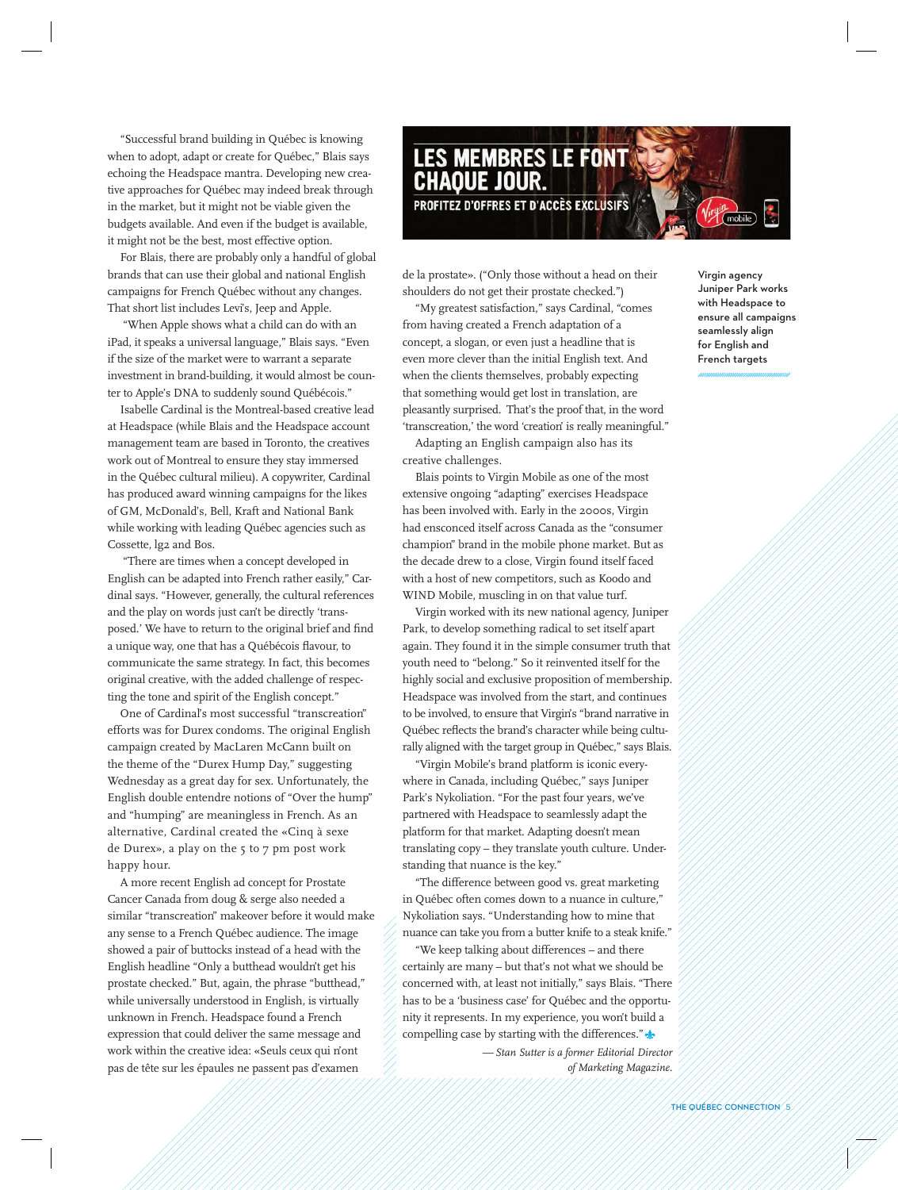"Successful brand building in Québec is knowing when to adopt, adapt or create for Québec," Blais says echoing the Headspace mantra. Developing new creative approaches for Québec may indeed break through in the market, but it might not be viable given the budgets available. And even if the budget is available, it might not be the best, most effective option.

For Blais, there are probably only a handful of global brands that can use their global and national English campaigns for French Québec without any changes. That short list includes Levi's, Jeep and Apple.

"When Apple shows what a child can do with an iPad, it speaks a universal language," Blais says. "Even if the size of the market were to warrant a separate investment in brand-building, it would almost be counter to Apple's DNA to suddenly sound Québécois."

Isabelle Cardinal is the Montreal-based creative lead at Headspace (while Blais and the Headspace account management team are based in Toronto, the creatives work out of Montreal to ensure they stay immersed in the Québec cultural milieu). A copywriter, Cardinal has produced award winning campaigns for the likes of GM, McDonald's, Bell, Kraft and National Bank while working with leading Québec agencies such as Cossette, lg2 and Bos.

"There are times when a concept developed in English can be adapted into French rather easily," Cardinal says. "However, generally, the cultural references and the play on words just can't be directly 'transposed.' We have to return to the original brief and find a unique way, one that has a Québécois flavour, to communicate the same strategy. In fact, this becomes original creative, with the added challenge of respecting the tone and spirit of the English concept."

One of Cardinal's most successful "transcreation" efforts was for Durex condoms. The original English campaign created by MacLaren McCann built on the theme of the "Durex Hump Day," suggesting Wednesday as a great day for sex. Unfortunately, the English double entendre notions of "Over the hump" and "humping" are meaningless in French. As an alternative, Cardinal created the «Cinq à sexe de Durex», a play on the 5 to 7 pm post work happy hour.

A more recent English ad concept for Prostate Cancer Canada from doug & serge also needed a similar "transcreation" makeover before it would make any sense to a French Québec audience. The image showed a pair of buttocks instead of a head with the English headline "Only a butthead wouldn't get his prostate checked." But, again, the phrase "butthead," while universally understood in English, is virtually unknown in French. Headspace found a French expression that could deliver the same message and work within the creative idea: «Seuls ceux qui n'ont pas de tête sur les épaules ne passent pas d'examen de la prostate». ("Only those without a head on their shoulders do not get their prostate checked.")

"My greatest satisfaction," says Cardinal, "comes from having created a French adaptation of a concept, a slogan, or even just a headline that is even more clever than the initial English text. And when the clients themselves, probably expecting that something would get lost in translation, are pleasantly surprised. That's the proof that, in the word 'transcreation,' the word 'creation' is really meaningful."

Adapting an English campaign also has its creative challenges.

Blais points to Virgin Mobile as one of the most extensive ongoing "adapting" exercises Headspace has been involved with. Early in the 2000s, Virgin had ensconced itself across Canada as the "consumer champion" brand in the mobile phone market. But as the decade drew to a close, Virgin found itself faced with a host of new competitors, such as Koodo and WIND Mobile, muscling in on that value turf.

Virgin worked with its new national agency, Juniper Park, to develop something radical to set itself apart again. They found it in the simple consumer truth that youth need to "belong." So it reinvented itself for the highly social and exclusive proposition of membership. Headspace was involved from the start, and continues to be involved, to ensure that Virgin's "brand narrative in Québec reflects the brand's character while being culturally aligned with the target group in Québec," says Blais.

"Virgin Mobile's brand platform is iconic everywhere in Canada, including Québec," says Juniper Park's Nykoliation. "For the past four years, we've partnered with Headspace to seamlessly adapt the platform for that market. Adapting doesn't mean translating copy – they translate youth culture. Understanding that nuance is the key."

"The difference between good vs. great marketing in Québec often comes down to a nuance in culture," Nykoliation says. "Understanding how to mine that nuance can take you from a butter knife to a steak knife."

"We keep talking about differences – and there certainly are many – but that's not what we should be concerned with, at least not initially," says Blais. "There has to be a 'business case' for Québec and the opportunity it represents. In my experience, you won't build a compelling case by starting with the differences."

*— Stan Sutter is a former Editorial Director of Marketing Magazine.*

LES MEMBRES LE FONT CHAQUE JOUR.
PROFITEZ D'OFFRES ET D'ACCÈS EXCLUSIFS

**Virgin agency Juniper Park works with Headspace to ensure all campaigns seamlessly align for English and French targets**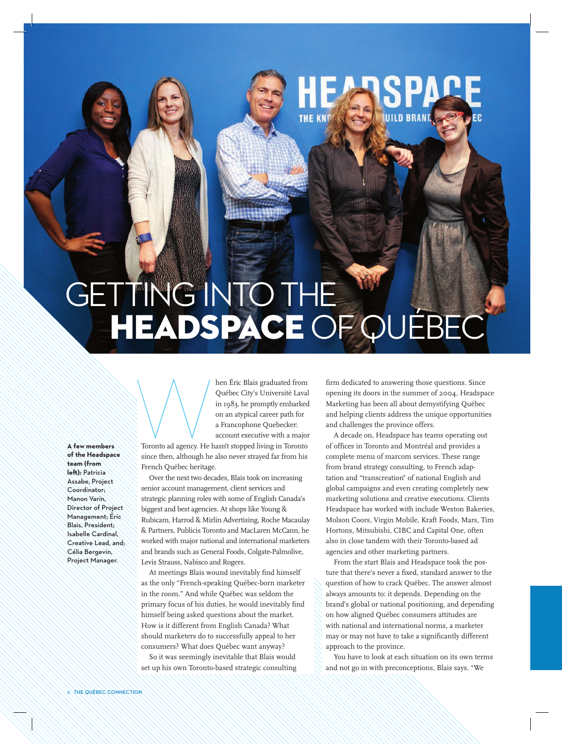# GETTING INTO THE **HEADSPACE** OF QUÉBEC

**A few members of the Headspace team (from left):** Patricia Assabe, Project Coordinator; Manon Varin, Director of Project Management; Éric Blais, President; Isabelle Cardinal, Creative Lead, and; Célia Bergevin, Project Manager.

When Éric Blais graduated from Québec City's Université Laval in 1983, he promptly embarked on an atypical career path for a Francophone Quebecker: account executive with a major Toronto ad agency. He hasn't stopped living in Toronto since then, although he also never strayed far from his French Québec heritage.

Over the next two decades, Blais took on increasing senior account management, client services and strategic planning roles with some of English Canada's biggest and best agencies. At shops like Young & Rubicam, Harrod & Mirlin Advertising, Roche Macaulay & Partners, Publicis Toronto and MacLaren McCann, he worked with major national and international marketers and brands such as General Foods, Colgate-Palmolive, Levis Strauss, Nabisco and Rogers.

At meetings Blais would inevitably find himself as the only "French-speaking Québec-born marketer in the room." And while Québec was seldom the primary focus of his duties, he would inevitably find himself being asked questions about the market. How is it different from English Canada? What should marketers do to successfully appeal to her consumers? What does Québec want anyway?

So it was seemingly inevitable that Blais would set up his own Toronto-based strategic consulting firm dedicated to answering those questions. Since opening its doors in the summer of 2004, Headspace Marketing has been all about demystifying Québec and helping clients address the unique opportunities and challenges the province offers.

A decade on, Headspace has teams operating out of offices in Toronto and Montréal and provides a complete menu of marcom services. These range from brand strategy consulting, to French adaptation and "transcreation" of national English and global campaigns and even creating completely new marketing solutions and creative executions. Clients Headspace has worked with include Weston Bakeries, Molson Coors, Virgin Mobile, Kraft Foods, Mars, Tim Hortons, Mitsubishi, CIBC and Capital One, often also in close tandem with their Toronto-based ad agencies and other marketing partners.

From the start Blais and Headspace took the posture that there's never a fixed, standard answer to the question of how to crack Québec. The answer almost always amounts to: it depends. Depending on the brand's global or national positioning, and depending on how aligned Québec consumers attitudes are with national and international norms, a marketer may or may not have to take a significantly different approach to the province.

You have to look at each situation on its own terms and not go in with preconceptions, Blais says. "We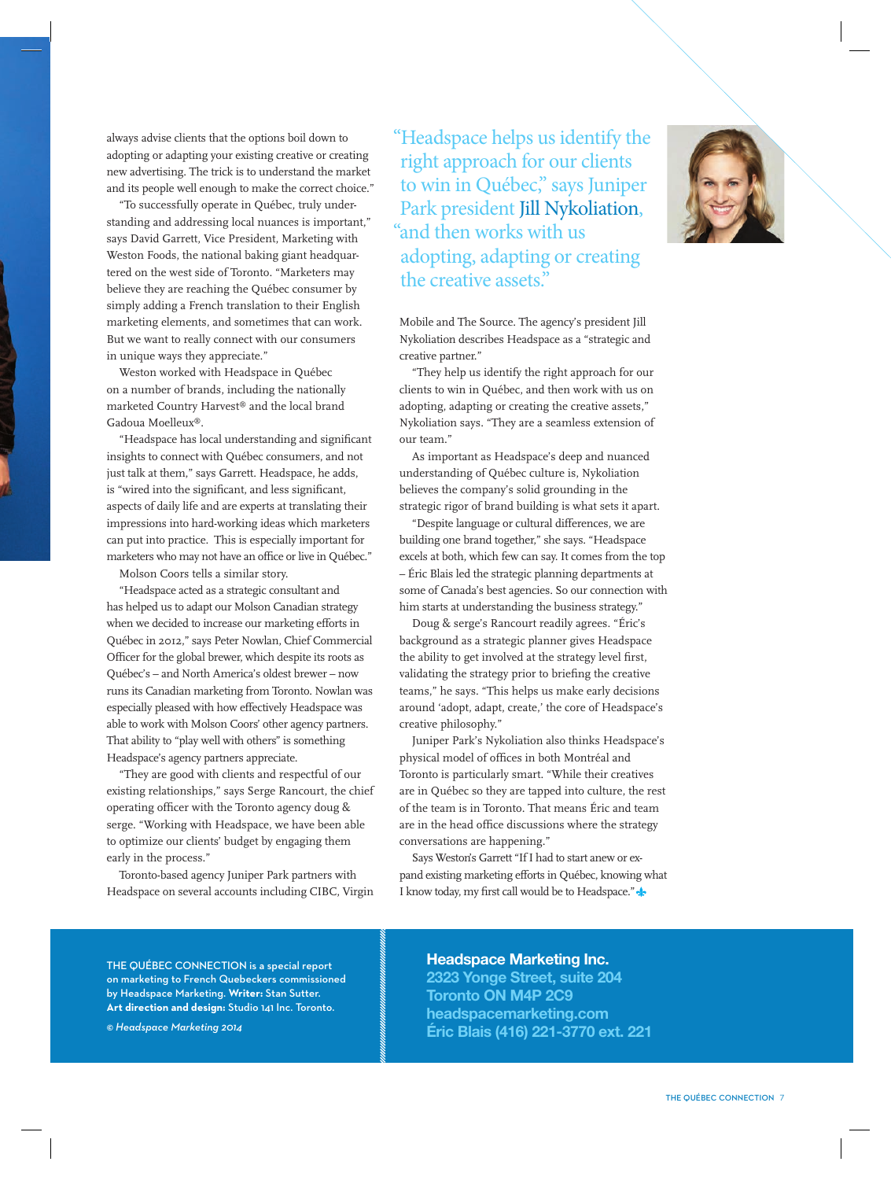always advise clients that the options boil down to adopting or adapting your existing creative or creating new advertising. The trick is to understand the market and its people well enough to make the correct choice."

"To successfully operate in Québec, truly understanding and addressing local nuances is important," says David Garrett, Vice President, Marketing with Weston Foods, the national baking giant headquartered on the west side of Toronto. "Marketers may believe they are reaching the Québec consumer by simply adding a French translation to their English marketing elements, and sometimes that can work. But we want to really connect with our consumers in unique ways they appreciate."

Weston worked with Headspace in Québec on a number of brands, including the nationally marketed Country Harvest® and the local brand Gadoua Moelleux®.

"Headspace has local understanding and significant insights to connect with Québec consumers, and not just talk at them," says Garrett. Headspace, he adds, is "wired into the significant, and less significant, aspects of daily life and are experts at translating their impressions into hard-working ideas which marketers can put into practice. This is especially important for marketers who may not have an office or live in Québec."

Molson Coors tells a similar story.

"Headspace acted as a strategic consultant and has helped us to adapt our Molson Canadian strategy when we decided to increase our marketing efforts in Québec in 2012," says Peter Nowlan, Chief Commercial Officer for the global brewer, which despite its roots as Québec's – and North America's oldest brewer – now runs its Canadian marketing from Toronto. Nowlan was especially pleased with how effectively Headspace was able to work with Molson Coors' other agency partners. That ability to "play well with others" is something Headspace's agency partners appreciate.

"They are good with clients and respectful of our existing relationships," says Serge Rancourt, the chief operating officer with the Toronto agency doug & serge. "Working with Headspace, we have been able to optimize our clients' budget by engaging them early in the process."

Toronto-based agency Juniper Park partners with Headspace on several accounts including CIBC, Virgin Mobile and The Source. The agency's president Jill Nykoliation describes Headspace as a "strategic and creative partner."

> "Headspace helps us identify the right approach for our clients to win in Québec," says Juniper Park president **Jill Nykoliation**, "and then works with us adopting, adapting or creating the creative assets."

"They help us identify the right approach for our clients to win in Québec, and then work with us on adopting, adapting or creating the creative assets," Nykoliation says. "They are a seamless extension of our team."

As important as Headspace's deep and nuanced understanding of Québec culture is, Nykoliation believes the company's solid grounding in the strategic rigor of brand building is what sets it apart.

"Despite language or cultural differences, we are building one brand together," she says. "Headspace excels at both, which few can say. It comes from the top – Éric Blais led the strategic planning departments at some of Canada's best agencies. So our connection with him starts at understanding the business strategy."

Doug & serge's Rancourt readily agrees. "Éric's background as a strategic planner gives Headspace the ability to get involved at the strategy level first, validating the strategy prior to briefing the creative teams," he says. "This helps us make early decisions around 'adopt, adapt, create,' the core of Headspace's creative philosophy."

Juniper Park's Nykoliation also thinks Headspace's physical model of offices in both Montréal and Toronto is particularly smart. "While their creatives are in Québec so they are tapped into culture, the rest of the team is in Toronto. That means Éric and team are in the head office discussions where the strategy conversations are happening."

Says Weston's Garrett "If I had to start anew or expand existing marketing efforts in Québec, knowing what I know today, my first call would be to Headspace."

---

THE QUÉBEC CONNECTION is a special report on marketing to French Quebeckers commissioned by Headspace Marketing. **Writer:** Stan Sutter. **Art direction and design:** Studio 141 Inc. Toronto.

*© Headspace Marketing 2014*

**Headspace Marketing Inc.**
**2323 Yonge Street, suite 204**
**Toronto ON M4P 2C9**
**headspacemarketing.com**
**Éric Blais (416) 221-3770 ext. 221**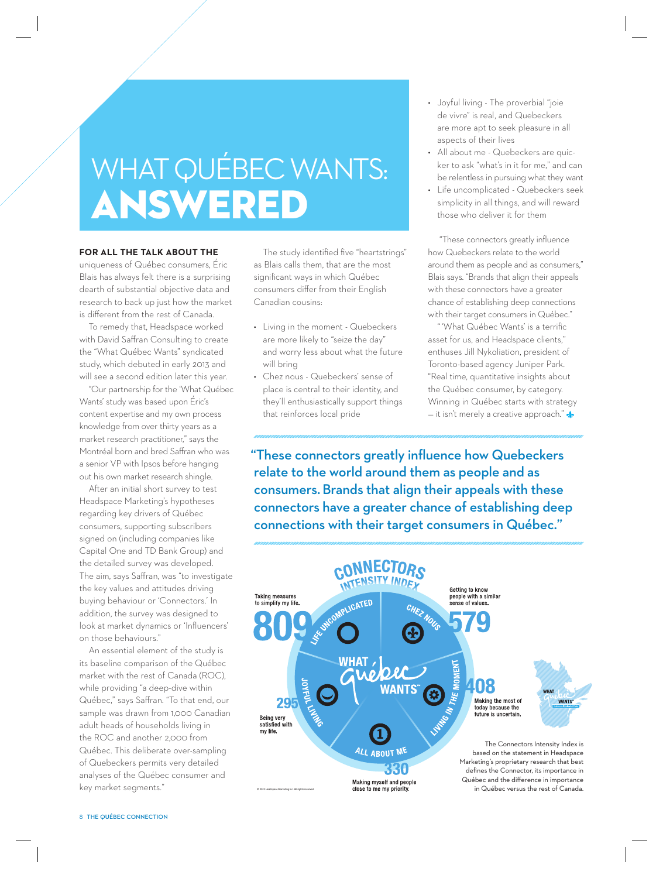# WHAT QUÉBEC WANTS: **ANSWERED**

**FOR ALL THE TALK ABOUT THE** uniqueness of Québec consumers, Éric Blais has always felt there is a surprising dearth of substantial objective data and research to back up just how the market is different from the rest of Canada.

To remedy that, Headspace worked with David Saffran Consulting to create the "What Québec Wants" syndicated study, which debuted in early 2013 and will see a second edition later this year.

"Our partnership for the 'What Québec Wants' study was based upon Éric's content expertise and my own process knowledge from over thirty years as a market research practitioner," says the Montréal born and bred Saffran who was a senior VP with Ipsos before hanging out his own market research shingle.

After an initial short survey to test Headspace Marketing's hypotheses regarding key drivers of Québec consumers, supporting subscribers signed on (including companies like Capital One and TD Bank Group) and the detailed survey was developed. The aim, says Saffran, was "to investigate the key values and attitudes driving buying behaviour or 'Connectors.' In addition, the survey was designed to look at market dynamics or 'Influencers' on those behaviours."

An essential element of the study is its baseline comparison of the Québec market with the rest of Canada (ROC), while providing "a deep-dive within Québec," says Saffran. "To that end, our sample was drawn from 1,000 Canadian adult heads of households living in the ROC and another 2,000 from Québec. This deliberate over-sampling of Quebeckers permits very detailed analyses of the Québec consumer and key market segments."

The study identified five "heartstrings" as Blais calls them, that are the most significant ways in which Québec consumers differ from their English Canadian cousins:

- Living in the moment - Quebeckers are more likely to "seize the day" and worry less about what the future will bring
- Chez nous - Quebeckers' sense of place is central to their identity, and they'll enthusiastically support things that reinforces local pride
- Joyful living - The proverbial "joie de vivre" is real, and Quebeckers are more apt to seek pleasure in all aspects of their lives
- All about me - Quebeckers are quicker to ask "what's in it for me," and can be relentless in pursuing what they want
- Life uncomplicated - Quebeckers seek simplicity in all things, and will reward those who deliver it for them

"These connectors greatly influence how Quebeckers relate to the world around them as people and as consumers," Blais says. "Brands that align their appeals with these connectors have a greater chance of establishing deep connections with their target consumers in Québec."

"'What Québec Wants' is a terrific asset for us, and Headspace clients," enthuses Jill Nykoliation, president of Toronto-based agency Juniper Park. "Real time, quantitative insights about the Québec consumer, by category. Winning in Québec starts with strategy – it isn't merely a creative approach."

> "These connectors greatly influence how Quebeckers relate to the world around them as people and as consumers. Brands that align their appeals with these connectors have a greater chance of establishing deep connections with their target consumers in Québec."

CONNECTORS INTENSITY INDEX

WHAT québec WANTS™

LIFE UNCOMPLICATED
809
Taking measures to simplify my life.

CHEZ NOUS
579
Getting to know people with a similar sense of values.

LIVING IN THE MOMENT
408
Making the most of today because the future is uncertain.

ALL ABOUT ME
330
Making myself and people close to me my priority.

JOYFUL LIVING
295
Being very satisfied with my life.

© 2013 Headspace Marketing Inc. All rights reserved.

The Connectors Intensity Index is based on the statement in Headspace Marketing's proprietary research that best defines the Connector, its importance in Québec and the difference in importance in Québec versus the rest of Canada.